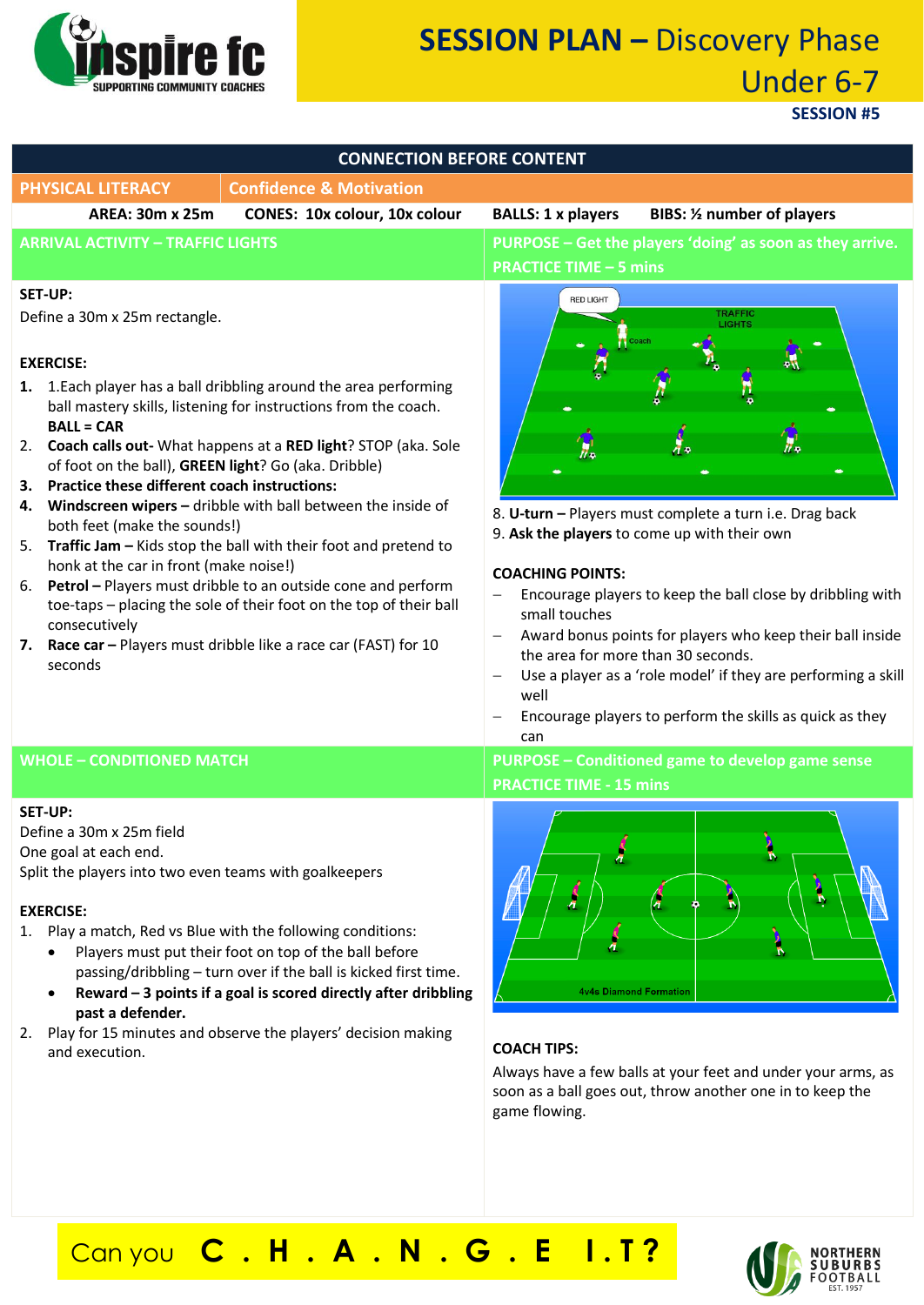# SESSION PLAN – Discovery Phase Under 6-7

**SESSION #5**

## CONNECTION BEFORE CONTENT

| PHYSICAL LITERACY | Confidence & Motivation |
|---|---|

**AREA: 30m x 25m** | **CONES: 10x colour, 10x colour** | **BALLS: 1 x players** | **BIBS: ½ number of players**

## ARRIVAL ACTIVITY – TRAFFIC LIGHTS

**PURPOSE – Get the players 'doing' as soon as they arrive.**
**PRACTICE TIME – 5 mins**

**SET-UP:**
Define a 30m x 25m rectangle.

**EXERCISE:**

1. 1.Each player has a ball dribbling around the area performing ball mastery skills, listening for instructions from the coach. **BALL = CAR**
2. **Coach calls out-** What happens at a **RED light**? STOP (aka. Sole of foot on the ball), **GREEN light**? Go (aka. Dribble)
3. **Practice these different coach instructions:**
4. **Windscreen wipers –** dribble with ball between the inside of both feet (make the sounds!)
5. **Traffic Jam –** Kids stop the ball with their foot and pretend to honk at the car in front (make noise!)
6. **Petrol –** Players must dribble to an outside cone and perform toe-taps – placing the sole of their foot on the top of their ball consecutively
7. **Race car –** Players must dribble like a race car (FAST) for 10 seconds
8. **U-turn –** Players must complete a turn i.e. Drag back
9. **Ask the players** to come up with their own

**COACHING POINTS:**

- Encourage players to keep the ball close by dribbling with small touches
- Award bonus points for players who keep their ball inside the area for more than 30 seconds.
- Use a player as a 'role model' if they are performing a skill well
- Encourage players to perform the skills as quick as they can

## WHOLE – CONDITIONED MATCH

**PURPOSE – Conditioned game to develop game sense**
**PRACTICE TIME - 15 mins**

**SET-UP:**
Define a 30m x 25m field
One goal at each end.
Split the players into two even teams with goalkeepers

**EXERCISE:**

1. Play a match, Red vs Blue with the following conditions:
   - Players must put their foot on top of the ball before passing/dribbling – turn over if the ball is kicked first time.
   - **Reward – 3 points if a goal is scored directly after dribbling past a defender.**
2. Play for 15 minutes and observe the players' decision making and execution.

**COACH TIPS:**

Always have a few balls at your feet and under your arms, as soon as a ball goes out, throw another one in to keep the game flowing.

Can you **C . H . A . N . G . E I . T ?**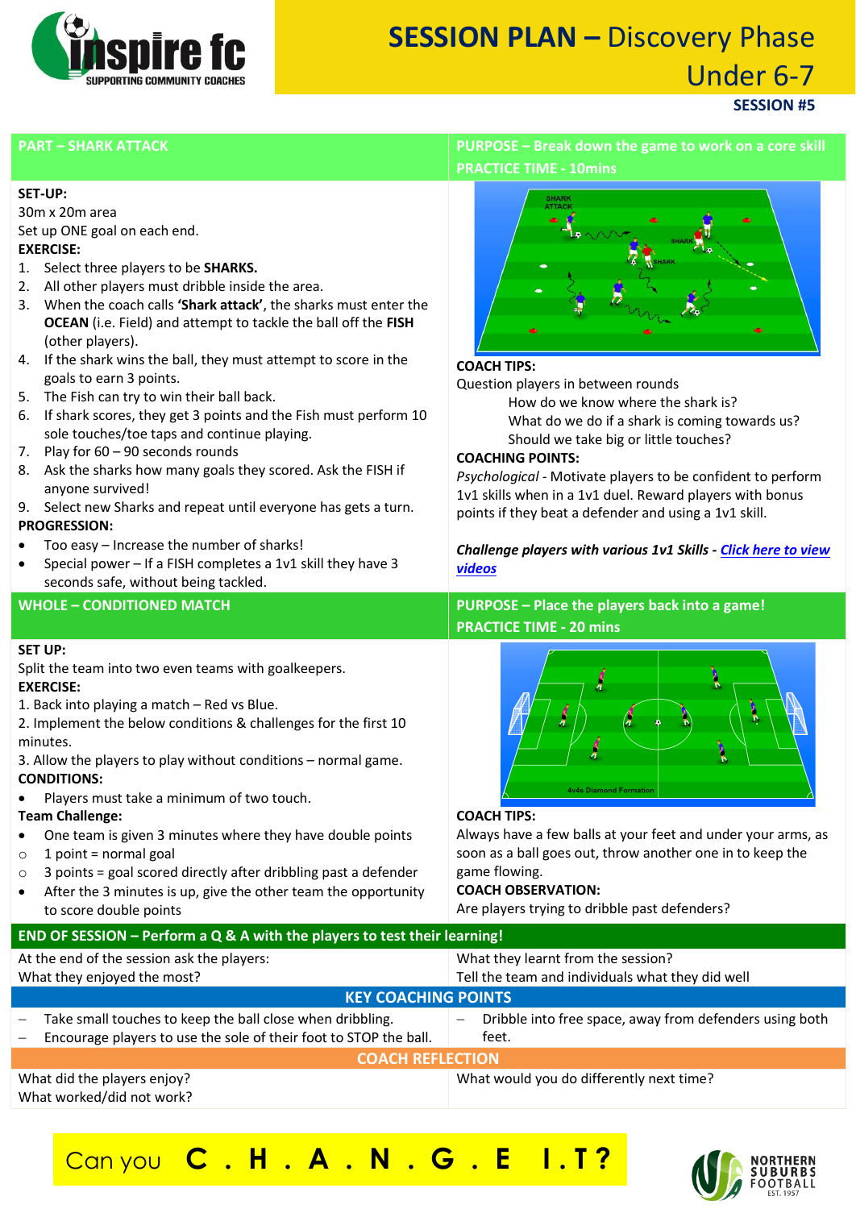# SESSION PLAN – Discovery Phase Under 6-7

**SESSION #5**

## PART – SHARK ATTACK

**PURPOSE – Break down the game to work on a core skill**
**PRACTICE TIME - 10mins**

**SET-UP:**
30m x 20m area
Set up ONE goal on each end.

**EXERCISE:**
1. Select three players to be **SHARKS.**
2. All other players must dribble inside the area.
3. When the coach calls **'Shark attack'**, the sharks must enter the **OCEAN** (i.e. Field) and attempt to tackle the ball off the **FISH** (other players).
4. If the shark wins the ball, they must attempt to score in the goals to earn 3 points.
5. The Fish can try to win their ball back.
6. If shark scores, they get 3 points and the Fish must perform 10 sole touches/toe taps and continue playing.
7. Play for 60 – 90 seconds rounds
8. Ask the sharks how many goals they scored. Ask the FISH if anyone survived!
9. Select new Sharks and repeat until everyone has gets a turn.

**PROGRESSION:**
- Too easy – Increase the number of sharks!
- Special power – If a FISH completes a 1v1 skill they have 3 seconds safe, without being tackled.

SHARK ATTACK
SHARK
SHARK

**COACH TIPS:**
Question players in between rounds
- How do we know where the shark is?
- What do we do if a shark is coming towards us?
- Should we take big or little touches?

**COACHING POINTS:**
*Psychological* - Motivate players to be confident to perform 1v1 skills when in a 1v1 duel. Reward players with bonus points if they beat a defender and using a 1v1 skill.

***Challenge players with various 1v1 Skills - Click here to view videos***

## WHOLE – CONDITIONED MATCH

**PURPOSE – Place the players back into a game!**
**PRACTICE TIME - 20 mins**

**SET UP:**
Split the team into two even teams with goalkeepers.

**EXERCISE:**
1. Back into playing a match – Red vs Blue.
2. Implement the below conditions & challenges for the first 10 minutes.
3. Allow the players to play without conditions – normal game.

**CONDITIONS:**
- Players must take a minimum of two touch.

**Team Challenge:**
- One team is given 3 minutes where they have double points
  - 1 point = normal goal
  - 3 points = goal scored directly after dribbling past a defender
- After the 3 minutes is up, give the other team the opportunity to score double points

4v4s Diamond Formation

**COACH TIPS:**
Always have a few balls at your feet and under your arms, as soon as a ball goes out, throw another one in to keep the game flowing.

**COACH OBSERVATION:**
Are players trying to dribble past defenders?

## END OF SESSION – Perform a Q & A with the players to test their learning!

At the end of the session ask the players:
What they enjoyed the most?
What they learnt from the session?
Tell the team and individuals what they did well

## KEY COACHING POINTS

- Take small touches to keep the ball close when dribbling.
- Encourage players to use the sole of their foot to STOP the ball.
- Dribble into free space, away from defenders using both feet.

## COACH REFLECTION

What did the players enjoy?
What worked/did not work?
What would you do differently next time?

Can you **C . H . A . N . G . E I . T ?**